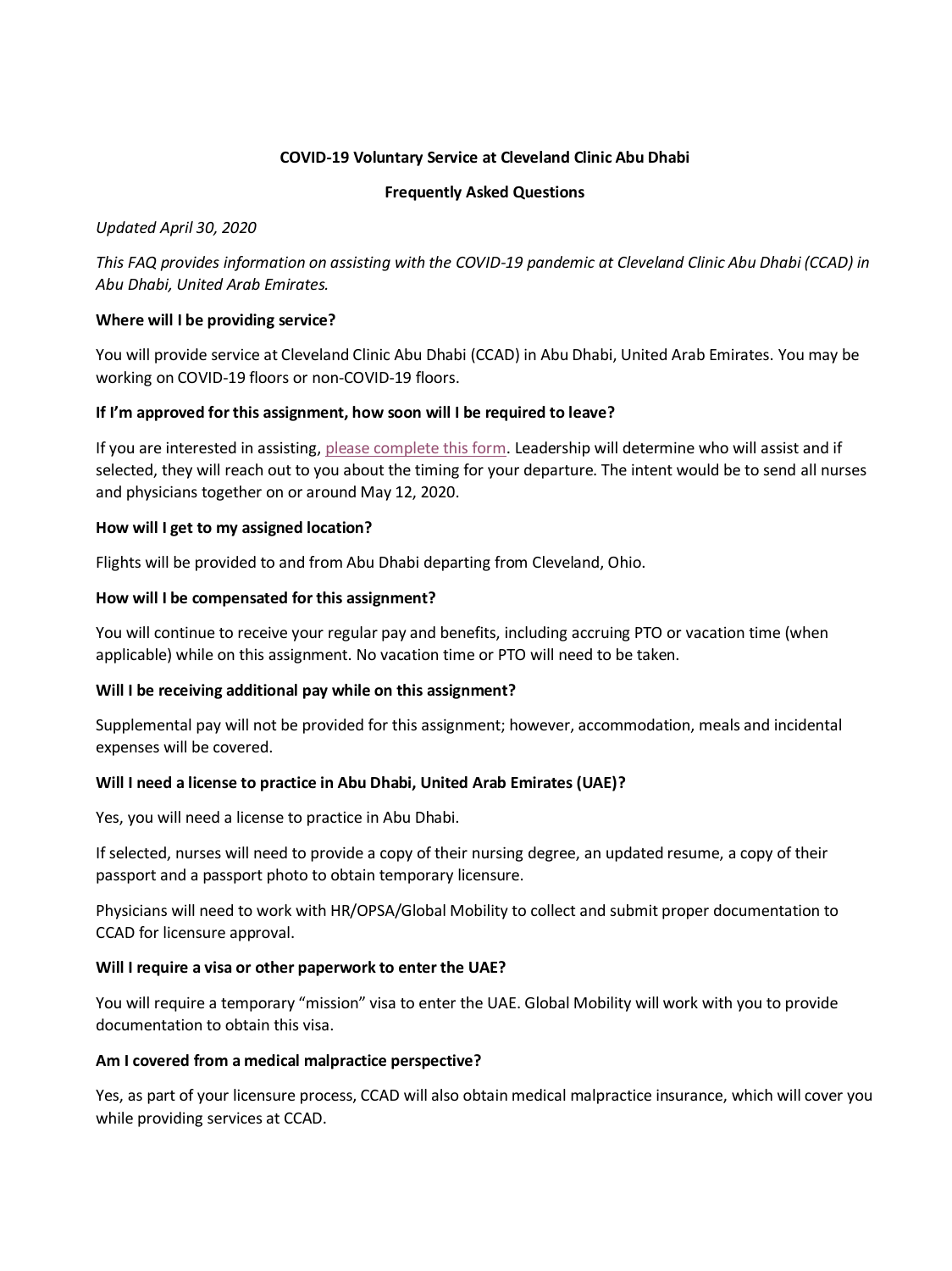# COVID-19 Voluntary Service at Cleveland Clinic Abu Dhabi

## Frequently Asked Questions

*Updated April 30, 2020*

*This FAQ provides information on assisting with the COVID-19 pandemic at Cleveland Clinic Abu Dhabi (CCAD) in Abu Dhabi, United Arab Emirates.*

**Where will I be providing service?**

You will provide service at Cleveland Clinic Abu Dhabi (CCAD) in Abu Dhabi, United Arab Emirates. You may be working on COVID-19 floors or non-COVID-19 floors.

**If I'm approved for this assignment, how soon will I be required to leave?**

If you are interested in assisting, please complete this form. Leadership will determine who will assist and if selected, they will reach out to you about the timing for your departure. The intent would be to send all nurses and physicians together on or around May 12, 2020.

**How will I get to my assigned location?**

Flights will be provided to and from Abu Dhabi departing from Cleveland, Ohio.

**How will I be compensated for this assignment?**

You will continue to receive your regular pay and benefits, including accruing PTO or vacation time (when applicable) while on this assignment. No vacation time or PTO will need to be taken.

**Will I be receiving additional pay while on this assignment?**

Supplemental pay will not be provided for this assignment; however, accommodation, meals and incidental expenses will be covered.

**Will I need a license to practice in Abu Dhabi, United Arab Emirates (UAE)?**

Yes, you will need a license to practice in Abu Dhabi.

If selected, nurses will need to provide a copy of their nursing degree, an updated resume, a copy of their passport and a passport photo to obtain temporary licensure.

Physicians will need to work with HR/OPSA/Global Mobility to collect and submit proper documentation to CCAD for licensure approval.

**Will I require a visa or other paperwork to enter the UAE?**

You will require a temporary "mission" visa to enter the UAE. Global Mobility will work with you to provide documentation to obtain this visa.

**Am I covered from a medical malpractice perspective?**

Yes, as part of your licensure process, CCAD will also obtain medical malpractice insurance, which will cover you while providing services at CCAD.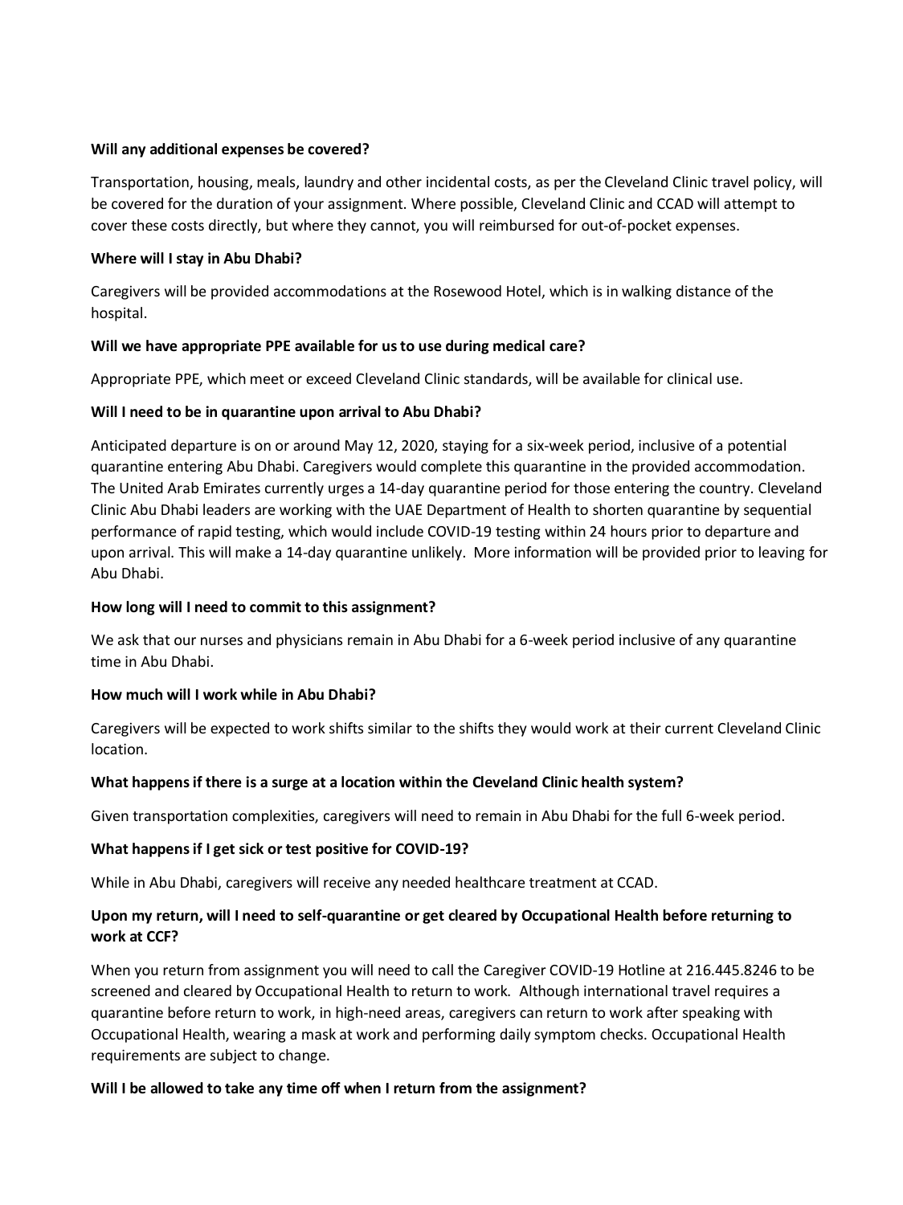**Will any additional expenses be covered?**

Transportation, housing, meals, laundry and other incidental costs, as per the Cleveland Clinic travel policy, will be covered for the duration of your assignment. Where possible, Cleveland Clinic and CCAD will attempt to cover these costs directly, but where they cannot, you will reimbursed for out-of-pocket expenses.

**Where will I stay in Abu Dhabi?**

Caregivers will be provided accommodations at the Rosewood Hotel, which is in walking distance of the hospital.

**Will we have appropriate PPE available for us to use during medical care?**

Appropriate PPE, which meet or exceed Cleveland Clinic standards, will be available for clinical use.

**Will I need to be in quarantine upon arrival to Abu Dhabi?**

Anticipated departure is on or around May 12, 2020, staying for a six-week period, inclusive of a potential quarantine entering Abu Dhabi. Caregivers would complete this quarantine in the provided accommodation. The United Arab Emirates currently urges a 14-day quarantine period for those entering the country. Cleveland Clinic Abu Dhabi leaders are working with the UAE Department of Health to shorten quarantine by sequential performance of rapid testing, which would include COVID-19 testing within 24 hours prior to departure and upon arrival. This will make a 14-day quarantine unlikely. More information will be provided prior to leaving for Abu Dhabi.

**How long will I need to commit to this assignment?**

We ask that our nurses and physicians remain in Abu Dhabi for a 6-week period inclusive of any quarantine time in Abu Dhabi.

**How much will I work while in Abu Dhabi?**

Caregivers will be expected to work shifts similar to the shifts they would work at their current Cleveland Clinic location.

**What happens if there is a surge at a location within the Cleveland Clinic health system?**

Given transportation complexities, caregivers will need to remain in Abu Dhabi for the full 6-week period.

**What happens if I get sick or test positive for COVID-19?**

While in Abu Dhabi, caregivers will receive any needed healthcare treatment at CCAD.

**Upon my return, will I need to self-quarantine or get cleared by Occupational Health before returning to work at CCF?**

When you return from assignment you will need to call the Caregiver COVID-19 Hotline at 216.445.8246 to be screened and cleared by Occupational Health to return to work. Although international travel requires a quarantine before return to work, in high-need areas, caregivers can return to work after speaking with Occupational Health, wearing a mask at work and performing daily symptom checks. Occupational Health requirements are subject to change.

**Will I be allowed to take any time off when I return from the assignment?**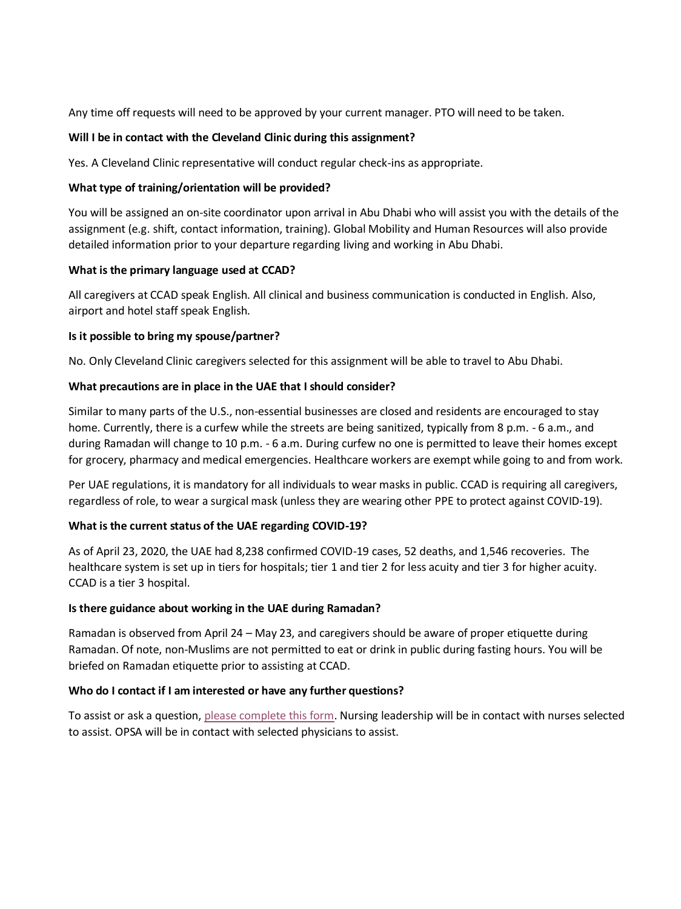Any time off requests will need to be approved by your current manager. PTO will need to be taken.

**Will I be in contact with the Cleveland Clinic during this assignment?**

Yes. A Cleveland Clinic representative will conduct regular check-ins as appropriate.

**What type of training/orientation will be provided?**

You will be assigned an on-site coordinator upon arrival in Abu Dhabi who will assist you with the details of the assignment (e.g. shift, contact information, training). Global Mobility and Human Resources will also provide detailed information prior to your departure regarding living and working in Abu Dhabi.

**What is the primary language used at CCAD?**

All caregivers at CCAD speak English. All clinical and business communication is conducted in English. Also, airport and hotel staff speak English.

**Is it possible to bring my spouse/partner?**

No. Only Cleveland Clinic caregivers selected for this assignment will be able to travel to Abu Dhabi.

**What precautions are in place in the UAE that I should consider?**

Similar to many parts of the U.S., non-essential businesses are closed and residents are encouraged to stay home. Currently, there is a curfew while the streets are being sanitized, typically from 8 p.m. - 6 a.m., and during Ramadan will change to 10 p.m. - 6 a.m. During curfew no one is permitted to leave their homes except for grocery, pharmacy and medical emergencies. Healthcare workers are exempt while going to and from work.

Per UAE regulations, it is mandatory for all individuals to wear masks in public. CCAD is requiring all caregivers, regardless of role, to wear a surgical mask (unless they are wearing other PPE to protect against COVID-19).

**What is the current status of the UAE regarding COVID-19?**

As of April 23, 2020, the UAE had 8,238 confirmed COVID-19 cases, 52 deaths, and 1,546 recoveries. The healthcare system is set up in tiers for hospitals; tier 1 and tier 2 for less acuity and tier 3 for higher acuity. CCAD is a tier 3 hospital.

**Is there guidance about working in the UAE during Ramadan?**

Ramadan is observed from April 24 – May 23, and caregivers should be aware of proper etiquette during Ramadan. Of note, non-Muslims are not permitted to eat or drink in public during fasting hours. You will be briefed on Ramadan etiquette prior to assisting at CCAD.

**Who do I contact if I am interested or have any further questions?**

To assist or ask a question, please complete this form. Nursing leadership will be in contact with nurses selected to assist. OPSA will be in contact with selected physicians to assist.